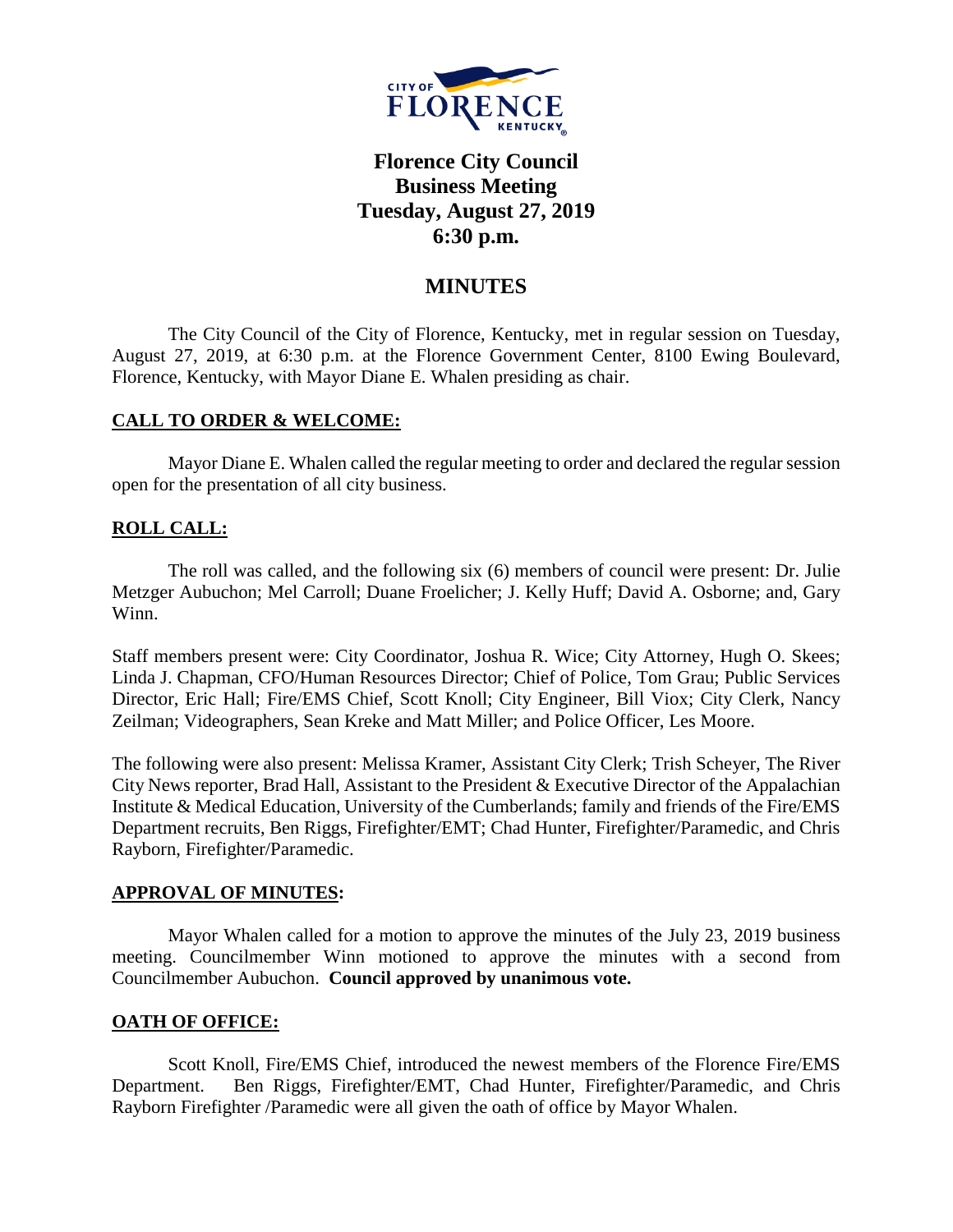# Florence City Council Business Meeting Tuesday, August 27, 2019 6:30 p.m.

## MINUTES

The City Council of the City of Florence, Kentucky, met in regular session on Tuesday, August 27, 2019, at 6:30 p.m. at the Florence Government Center, 8100 Ewing Boulevard, Florence, Kentucky, with Mayor Diane E. Whalen presiding as chair.

### CALL TO ORDER & WELCOME:

Mayor Diane E. Whalen called the regular meeting to order and declared the regular session open for the presentation of all city business.

### ROLL CALL:

The roll was called, and the following six (6) members of council were present: Dr. Julie Metzger Aubuchon; Mel Carroll; Duane Froelicher; J. Kelly Huff; David A. Osborne; and, Gary Winn.

Staff members present were: City Coordinator, Joshua R. Wice; City Attorney, Hugh O. Skees; Linda J. Chapman, CFO/Human Resources Director; Chief of Police, Tom Grau; Public Services Director, Eric Hall; Fire/EMS Chief, Scott Knoll; City Engineer, Bill Viox; City Clerk, Nancy Zeilman; Videographers, Sean Kreke and Matt Miller; and Police Officer, Les Moore.

The following were also present: Melissa Kramer, Assistant City Clerk; Trish Scheyer, The River City News reporter, Brad Hall, Assistant to the President & Executive Director of the Appalachian Institute & Medical Education, University of the Cumberlands; family and friends of the Fire/EMS Department recruits, Ben Riggs, Firefighter/EMT; Chad Hunter, Firefighter/Paramedic, and Chris Rayborn, Firefighter/Paramedic.

### APPROVAL OF MINUTES:

Mayor Whalen called for a motion to approve the minutes of the July 23, 2019 business meeting. Councilmember Winn motioned to approve the minutes with a second from Councilmember Aubuchon. **Council approved by unanimous vote.**

### OATH OF OFFICE:

Scott Knoll, Fire/EMS Chief, introduced the newest members of the Florence Fire/EMS Department. Ben Riggs, Firefighter/EMT, Chad Hunter, Firefighter/Paramedic, and Chris Rayborn Firefighter /Paramedic were all given the oath of office by Mayor Whalen.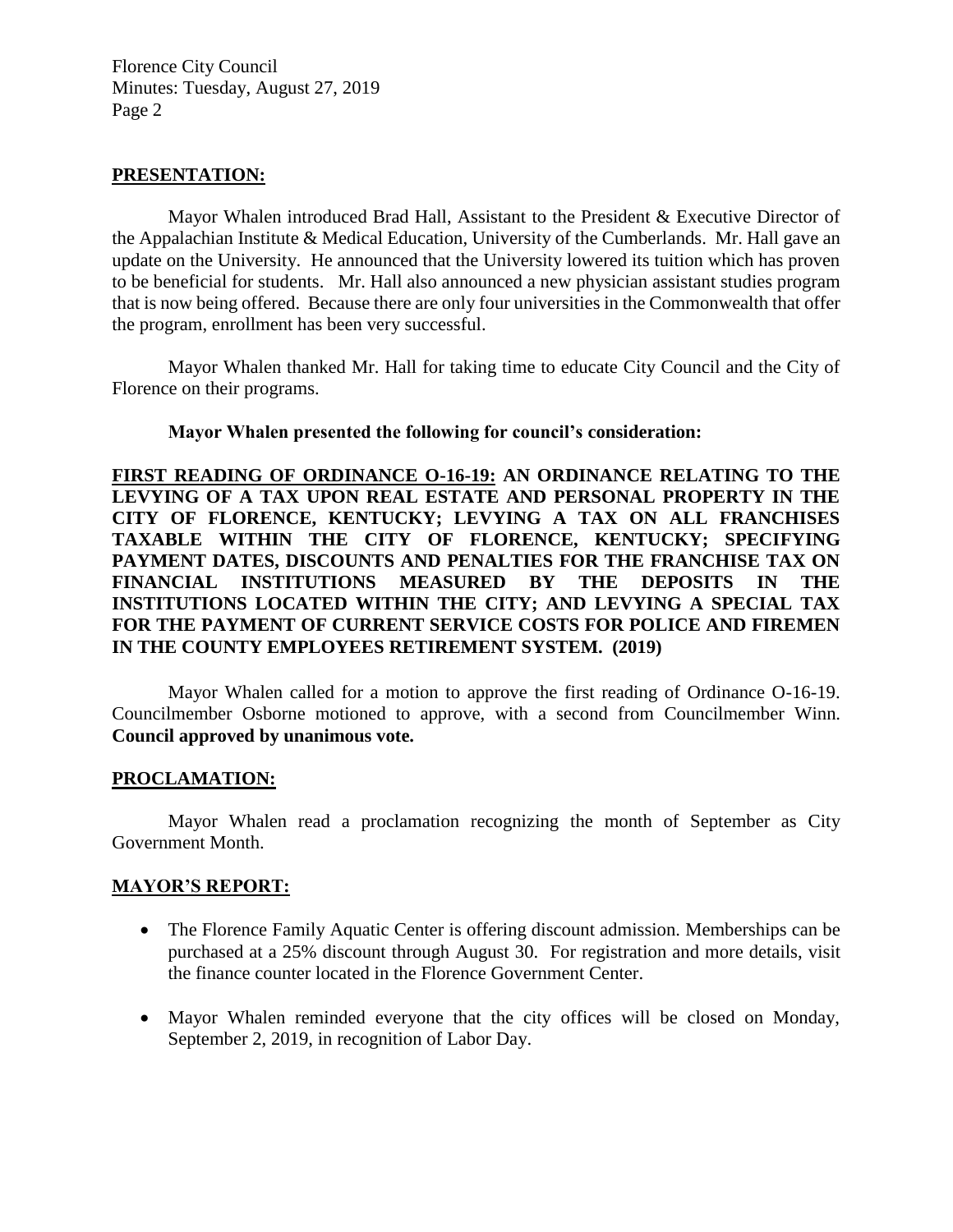## PRESENTATION:

Mayor Whalen introduced Brad Hall, Assistant to the President & Executive Director of the Appalachian Institute & Medical Education, University of the Cumberlands. Mr. Hall gave an update on the University. He announced that the University lowered its tuition which has proven to be beneficial for students. Mr. Hall also announced a new physician assistant studies program that is now being offered. Because there are only four universities in the Commonwealth that offer the program, enrollment has been very successful.

Mayor Whalen thanked Mr. Hall for taking time to educate City Council and the City of Florence on their programs.

**Mayor Whalen presented the following for council's consideration:**

**FIRST READING OF ORDINANCE O-16-19: AN ORDINANCE RELATING TO THE LEVYING OF A TAX UPON REAL ESTATE AND PERSONAL PROPERTY IN THE CITY OF FLORENCE, KENTUCKY; LEVYING A TAX ON ALL FRANCHISES TAXABLE WITHIN THE CITY OF FLORENCE, KENTUCKY; SPECIFYING PAYMENT DATES, DISCOUNTS AND PENALTIES FOR THE FRANCHISE TAX ON FINANCIAL INSTITUTIONS MEASURED BY THE DEPOSITS IN THE INSTITUTIONS LOCATED WITHIN THE CITY; AND LEVYING A SPECIAL TAX FOR THE PAYMENT OF CURRENT SERVICE COSTS FOR POLICE AND FIREMEN IN THE COUNTY EMPLOYEES RETIREMENT SYSTEM. (2019)**

Mayor Whalen called for a motion to approve the first reading of Ordinance O-16-19. Councilmember Osborne motioned to approve, with a second from Councilmember Winn. **Council approved by unanimous vote.**

## PROCLAMATION:

Mayor Whalen read a proclamation recognizing the month of September as City Government Month.

## MAYOR'S REPORT:

- The Florence Family Aquatic Center is offering discount admission. Memberships can be purchased at a 25% discount through August 30. For registration and more details, visit the finance counter located in the Florence Government Center.
- Mayor Whalen reminded everyone that the city offices will be closed on Monday, September 2, 2019, in recognition of Labor Day.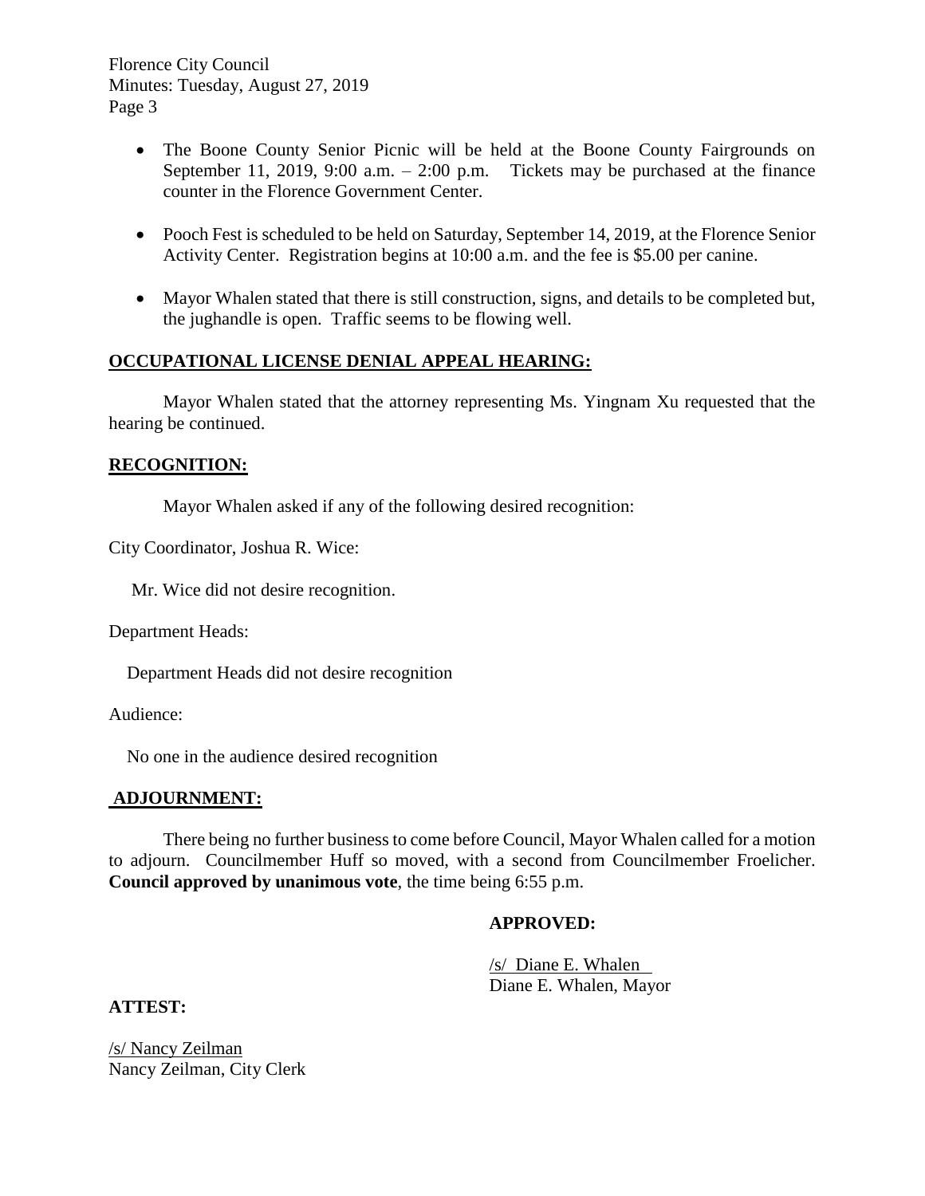- The Boone County Senior Picnic will be held at the Boone County Fairgrounds on September 11, 2019, 9:00 a.m. – 2:00 p.m. Tickets may be purchased at the finance counter in the Florence Government Center.

- Pooch Fest is scheduled to be held on Saturday, September 14, 2019, at the Florence Senior Activity Center. Registration begins at 10:00 a.m. and the fee is $5.00 per canine.

- Mayor Whalen stated that there is still construction, signs, and details to be completed but, the jughandle is open. Traffic seems to be flowing well.

**OCCUPATIONAL LICENSE DENIAL APPEAL HEARING:**

Mayor Whalen stated that the attorney representing Ms. Yingnam Xu requested that the hearing be continued.

**RECOGNITION:**

Mayor Whalen asked if any of the following desired recognition:

City Coordinator, Joshua R. Wice:

Mr. Wice did not desire recognition.

Department Heads:

Department Heads did not desire recognition

Audience:

No one in the audience desired recognition

**ADJOURNMENT:**

There being no further business to come before Council, Mayor Whalen called for a motion to adjourn. Councilmember Huff so moved, with a second from Councilmember Froelicher. **Council approved by unanimous vote**, the time being 6:55 p.m.

**APPROVED:**

/s/ Diane E. Whalen
Diane E. Whalen, Mayor

**ATTEST:**

/s/ Nancy Zeilman
Nancy Zeilman, City Clerk